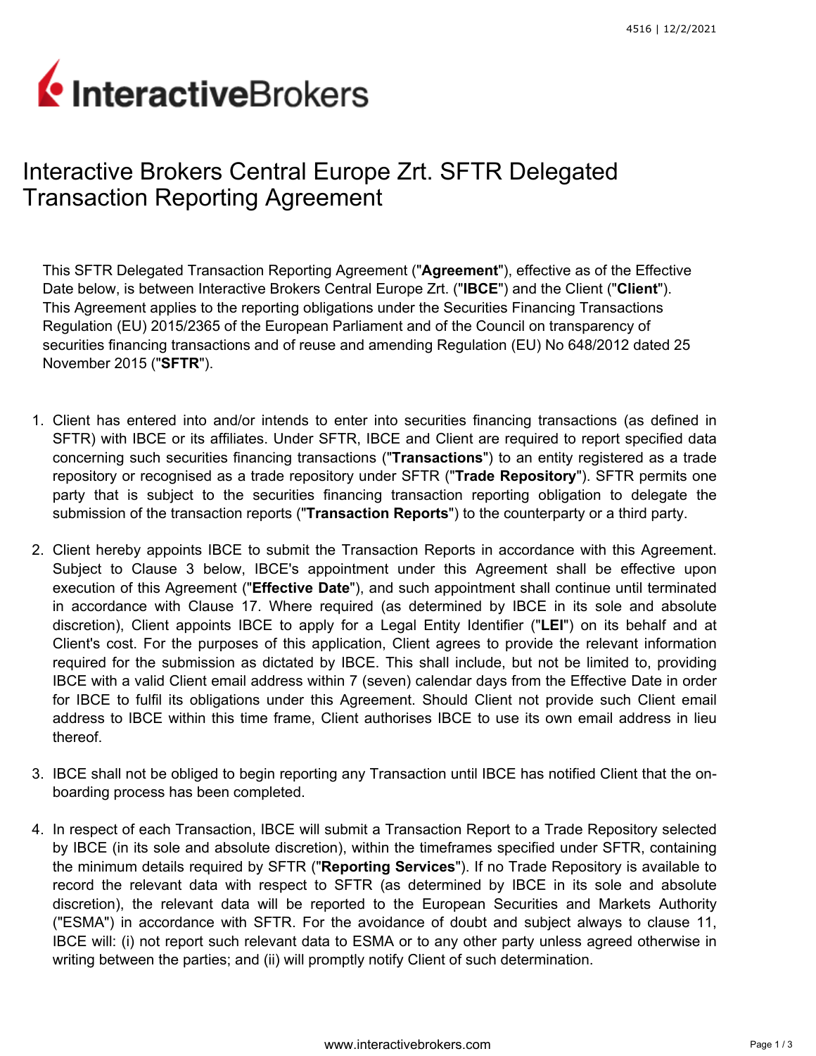# Interactive Brokers Central Europe Zrt. SFTR Delegated Transaction Reporting Agreement

This SFTR Delegated Transaction Reporting Agreement ("**Agreement**"), effective as of the Effective Date below, is between Interactive Brokers Central Europe Zrt. ("**IBCE**") and the Client ("**Client**"). This Agreement applies to the reporting obligations under the Securities Financing Transactions Regulation (EU) 2015/2365 of the European Parliament and of the Council on transparency of securities financing transactions and of reuse and amending Regulation (EU) No 648/2012 dated 25 November 2015 ("**SFTR**").

1. Client has entered into and/or intends to enter into securities financing transactions (as defined in SFTR) with IBCE or its affiliates. Under SFTR, IBCE and Client are required to report specified data concerning such securities financing transactions ("**Transactions**") to an entity registered as a trade repository or recognised as a trade repository under SFTR ("**Trade Repository**"). SFTR permits one party that is subject to the securities financing transaction reporting obligation to delegate the submission of the transaction reports ("**Transaction Reports**") to the counterparty or a third party.

2. Client hereby appoints IBCE to submit the Transaction Reports in accordance with this Agreement. Subject to Clause 3 below, IBCE's appointment under this Agreement shall be effective upon execution of this Agreement ("**Effective Date**"), and such appointment shall continue until terminated in accordance with Clause 17. Where required (as determined by IBCE in its sole and absolute discretion), Client appoints IBCE to apply for a Legal Entity Identifier ("**LEI**") on its behalf and at Client's cost. For the purposes of this application, Client agrees to provide the relevant information required for the submission as dictated by IBCE. This shall include, but not be limited to, providing IBCE with a valid Client email address within 7 (seven) calendar days from the Effective Date in order for IBCE to fulfil its obligations under this Agreement. Should Client not provide such Client email address to IBCE within this time frame, Client authorises IBCE to use its own email address in lieu thereof.

3. IBCE shall not be obliged to begin reporting any Transaction until IBCE has notified Client that the on-boarding process has been completed.

4. In respect of each Transaction, IBCE will submit a Transaction Report to a Trade Repository selected by IBCE (in its sole and absolute discretion), within the timeframes specified under SFTR, containing the minimum details required by SFTR ("**Reporting Services**"). If no Trade Repository is available to record the relevant data with respect to SFTR (as determined by IBCE in its sole and absolute discretion), the relevant data will be reported to the European Securities and Markets Authority ("ESMA") in accordance with SFTR. For the avoidance of doubt and subject always to clause 11, IBCE will: (i) not report such relevant data to ESMA or to any other party unless agreed otherwise in writing between the parties; and (ii) will promptly notify Client of such determination.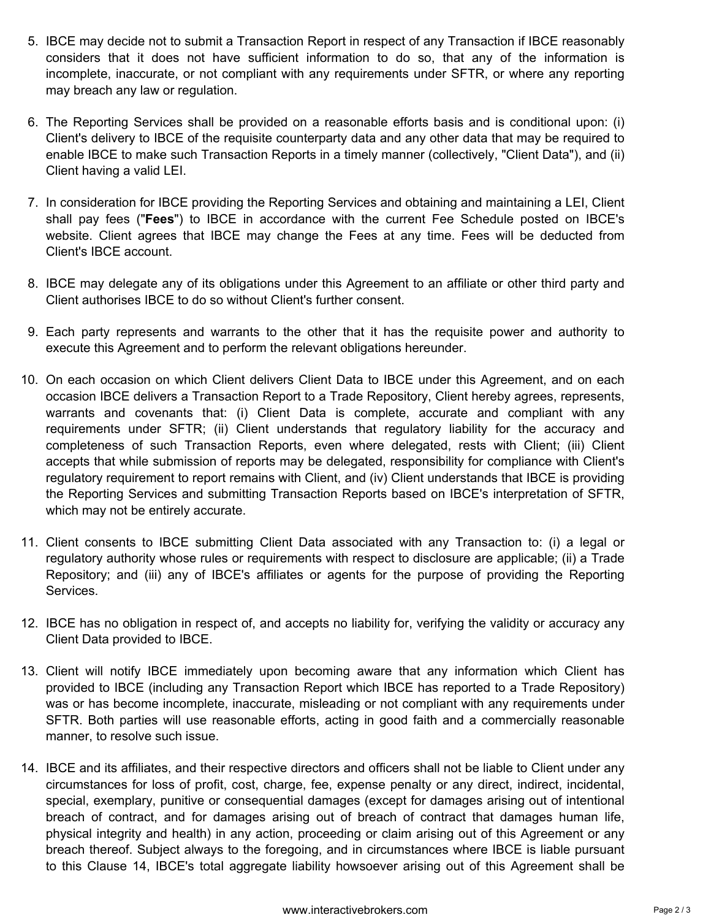5. IBCE may decide not to submit a Transaction Report in respect of any Transaction if IBCE reasonably considers that it does not have sufficient information to do so, that any of the information is incomplete, inaccurate, or not compliant with any requirements under SFTR, or where any reporting may breach any law or regulation.

6. The Reporting Services shall be provided on a reasonable efforts basis and is conditional upon: (i) Client's delivery to IBCE of the requisite counterparty data and any other data that may be required to enable IBCE to make such Transaction Reports in a timely manner (collectively, "Client Data"), and (ii) Client having a valid LEI.

7. In consideration for IBCE providing the Reporting Services and obtaining and maintaining a LEI, Client shall pay fees ("**Fees**") to IBCE in accordance with the current Fee Schedule posted on IBCE's website. Client agrees that IBCE may change the Fees at any time. Fees will be deducted from Client's IBCE account.

8. IBCE may delegate any of its obligations under this Agreement to an affiliate or other third party and Client authorises IBCE to do so without Client's further consent.

9. Each party represents and warrants to the other that it has the requisite power and authority to execute this Agreement and to perform the relevant obligations hereunder.

10. On each occasion on which Client delivers Client Data to IBCE under this Agreement, and on each occasion IBCE delivers a Transaction Report to a Trade Repository, Client hereby agrees, represents, warrants and covenants that: (i) Client Data is complete, accurate and compliant with any requirements under SFTR; (ii) Client understands that regulatory liability for the accuracy and completeness of such Transaction Reports, even where delegated, rests with Client; (iii) Client accepts that while submission of reports may be delegated, responsibility for compliance with Client's regulatory requirement to report remains with Client, and (iv) Client understands that IBCE is providing the Reporting Services and submitting Transaction Reports based on IBCE's interpretation of SFTR, which may not be entirely accurate.

11. Client consents to IBCE submitting Client Data associated with any Transaction to: (i) a legal or regulatory authority whose rules or requirements with respect to disclosure are applicable; (ii) a Trade Repository; and (iii) any of IBCE's affiliates or agents for the purpose of providing the Reporting Services.

12. IBCE has no obligation in respect of, and accepts no liability for, verifying the validity or accuracy any Client Data provided to IBCE.

13. Client will notify IBCE immediately upon becoming aware that any information which Client has provided to IBCE (including any Transaction Report which IBCE has reported to a Trade Repository) was or has become incomplete, inaccurate, misleading or not compliant with any requirements under SFTR. Both parties will use reasonable efforts, acting in good faith and a commercially reasonable manner, to resolve such issue.

14. IBCE and its affiliates, and their respective directors and officers shall not be liable to Client under any circumstances for loss of profit, cost, charge, fee, expense penalty or any direct, indirect, incidental, special, exemplary, punitive or consequential damages (except for damages arising out of intentional breach of contract, and for damages arising out of breach of contract that damages human life, physical integrity and health) in any action, proceeding or claim arising out of this Agreement or any breach thereof. Subject always to the foregoing, and in circumstances where IBCE is liable pursuant to this Clause 14, IBCE's total aggregate liability howsoever arising out of this Agreement shall be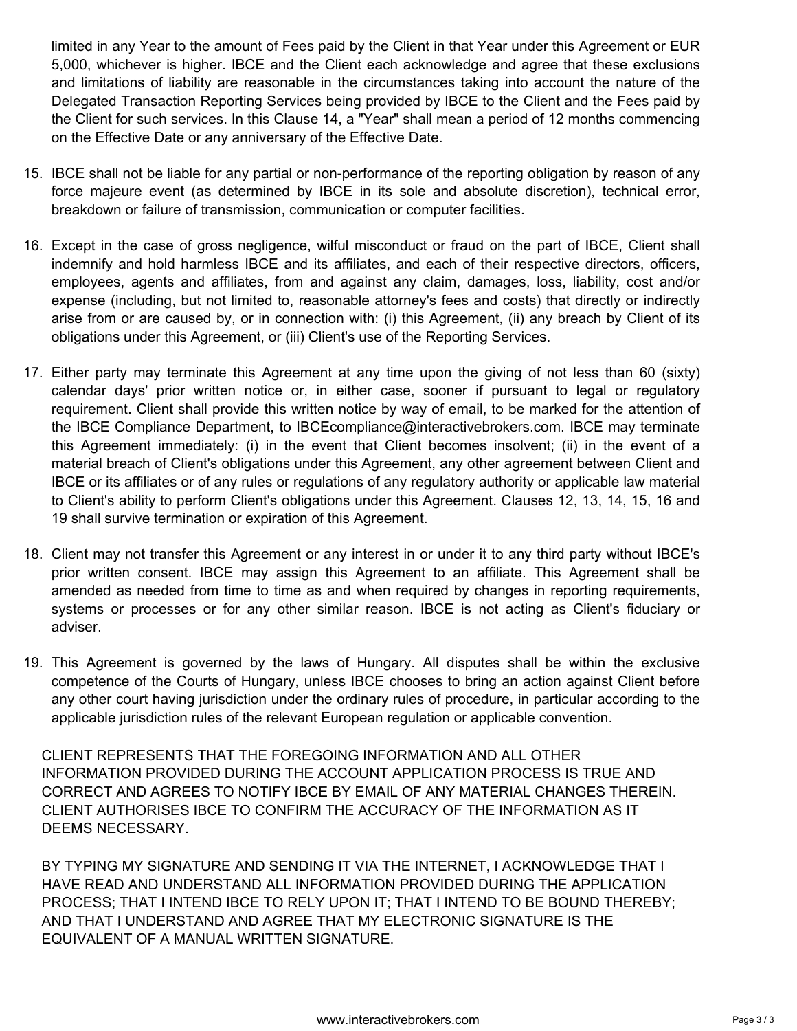limited in any Year to the amount of Fees paid by the Client in that Year under this Agreement or EUR 5,000, whichever is higher. IBCE and the Client each acknowledge and agree that these exclusions and limitations of liability are reasonable in the circumstances taking into account the nature of the Delegated Transaction Reporting Services being provided by IBCE to the Client and the Fees paid by the Client for such services. In this Clause 14, a "Year" shall mean a period of 12 months commencing on the Effective Date or any anniversary of the Effective Date.

15. IBCE shall not be liable for any partial or non-performance of the reporting obligation by reason of any force majeure event (as determined by IBCE in its sole and absolute discretion), technical error, breakdown or failure of transmission, communication or computer facilities.

16. Except in the case of gross negligence, wilful misconduct or fraud on the part of IBCE, Client shall indemnify and hold harmless IBCE and its affiliates, and each of their respective directors, officers, employees, agents and affiliates, from and against any claim, damages, loss, liability, cost and/or expense (including, but not limited to, reasonable attorney's fees and costs) that directly or indirectly arise from or are caused by, or in connection with: (i) this Agreement, (ii) any breach by Client of its obligations under this Agreement, or (iii) Client's use of the Reporting Services.

17. Either party may terminate this Agreement at any time upon the giving of not less than 60 (sixty) calendar days' prior written notice or, in either case, sooner if pursuant to legal or regulatory requirement. Client shall provide this written notice by way of email, to be marked for the attention of the IBCE Compliance Department, to IBCEcompliance@interactivebrokers.com. IBCE may terminate this Agreement immediately: (i) in the event that Client becomes insolvent; (ii) in the event of a material breach of Client's obligations under this Agreement, any other agreement between Client and IBCE or its affiliates or of any rules or regulations of any regulatory authority or applicable law material to Client's ability to perform Client's obligations under this Agreement. Clauses 12, 13, 14, 15, 16 and 19 shall survive termination or expiration of this Agreement.

18. Client may not transfer this Agreement or any interest in or under it to any third party without IBCE's prior written consent. IBCE may assign this Agreement to an affiliate. This Agreement shall be amended as needed from time to time as and when required by changes in reporting requirements, systems or processes or for any other similar reason. IBCE is not acting as Client's fiduciary or adviser.

19. This Agreement is governed by the laws of Hungary. All disputes shall be within the exclusive competence of the Courts of Hungary, unless IBCE chooses to bring an action against Client before any other court having jurisdiction under the ordinary rules of procedure, in particular according to the applicable jurisdiction rules of the relevant European regulation or applicable convention.

CLIENT REPRESENTS THAT THE FOREGOING INFORMATION AND ALL OTHER INFORMATION PROVIDED DURING THE ACCOUNT APPLICATION PROCESS IS TRUE AND CORRECT AND AGREES TO NOTIFY IBCE BY EMAIL OF ANY MATERIAL CHANGES THEREIN. CLIENT AUTHORISES IBCE TO CONFIRM THE ACCURACY OF THE INFORMATION AS IT DEEMS NECESSARY.

BY TYPING MY SIGNATURE AND SENDING IT VIA THE INTERNET, I ACKNOWLEDGE THAT I HAVE READ AND UNDERSTAND ALL INFORMATION PROVIDED DURING THE APPLICATION PROCESS; THAT I INTEND IBCE TO RELY UPON IT; THAT I INTEND TO BE BOUND THEREBY; AND THAT I UNDERSTAND AND AGREE THAT MY ELECTRONIC SIGNATURE IS THE EQUIVALENT OF A MANUAL WRITTEN SIGNATURE.